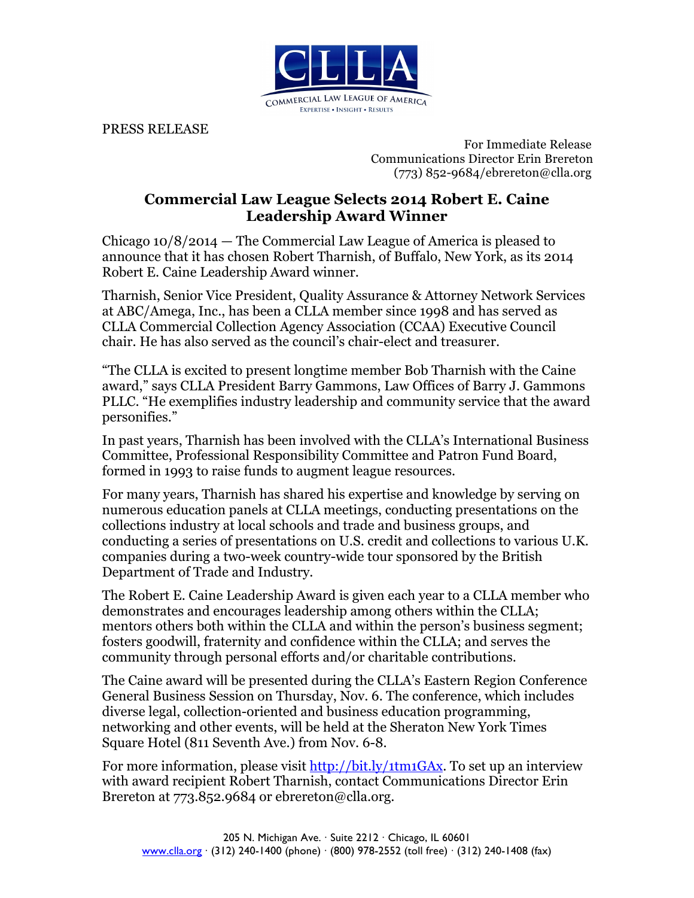CLLA

COMMERCIAL LAW LEAGUE OF AMERICA

EXPERTISE • INSIGHT • RESULTS

PRESS RELEASE

For Immediate Release
Communications Director Erin Brereton
(773) 852-9684/ebrereton@clla.org

# Commercial Law League Selects 2014 Robert E. Caine Leadership Award Winner

Chicago 10/8/2014 — The Commercial Law League of America is pleased to announce that it has chosen Robert Tharnish, of Buffalo, New York, as its 2014 Robert E. Caine Leadership Award winner.

Tharnish, Senior Vice President, Quality Assurance & Attorney Network Services at ABC/Amega, Inc., has been a CLLA member since 1998 and has served as CLLA Commercial Collection Agency Association (CCAA) Executive Council chair. He has also served as the council's chair-elect and treasurer.

"The CLLA is excited to present longtime member Bob Tharnish with the Caine award," says CLLA President Barry Gammons, Law Offices of Barry J. Gammons PLLC. "He exemplifies industry leadership and community service that the award personifies."

In past years, Tharnish has been involved with the CLLA's International Business Committee, Professional Responsibility Committee and Patron Fund Board, formed in 1993 to raise funds to augment league resources.

For many years, Tharnish has shared his expertise and knowledge by serving on numerous education panels at CLLA meetings, conducting presentations on the collections industry at local schools and trade and business groups, and conducting a series of presentations on U.S. credit and collections to various U.K. companies during a two-week country-wide tour sponsored by the British Department of Trade and Industry.

The Robert E. Caine Leadership Award is given each year to a CLLA member who demonstrates and encourages leadership among others within the CLLA; mentors others both within the CLLA and within the person's business segment; fosters goodwill, fraternity and confidence within the CLLA; and serves the community through personal efforts and/or charitable contributions.

The Caine award will be presented during the CLLA's Eastern Region Conference General Business Session on Thursday, Nov. 6. The conference, which includes diverse legal, collection-oriented and business education programming, networking and other events, will be held at the Sheraton New York Times Square Hotel (811 Seventh Ave.) from Nov. 6-8.

For more information, please visit http://bit.ly/1tm1GAx. To set up an interview with award recipient Robert Tharnish, contact Communications Director Erin Brereton at 773.852.9684 or ebrereton@clla.org.

205 N. Michigan Ave. · Suite 2212 · Chicago, IL 60601
www.clla.org · (312) 240-1400 (phone) · (800) 978-2552 (toll free) · (312) 240-1408 (fax)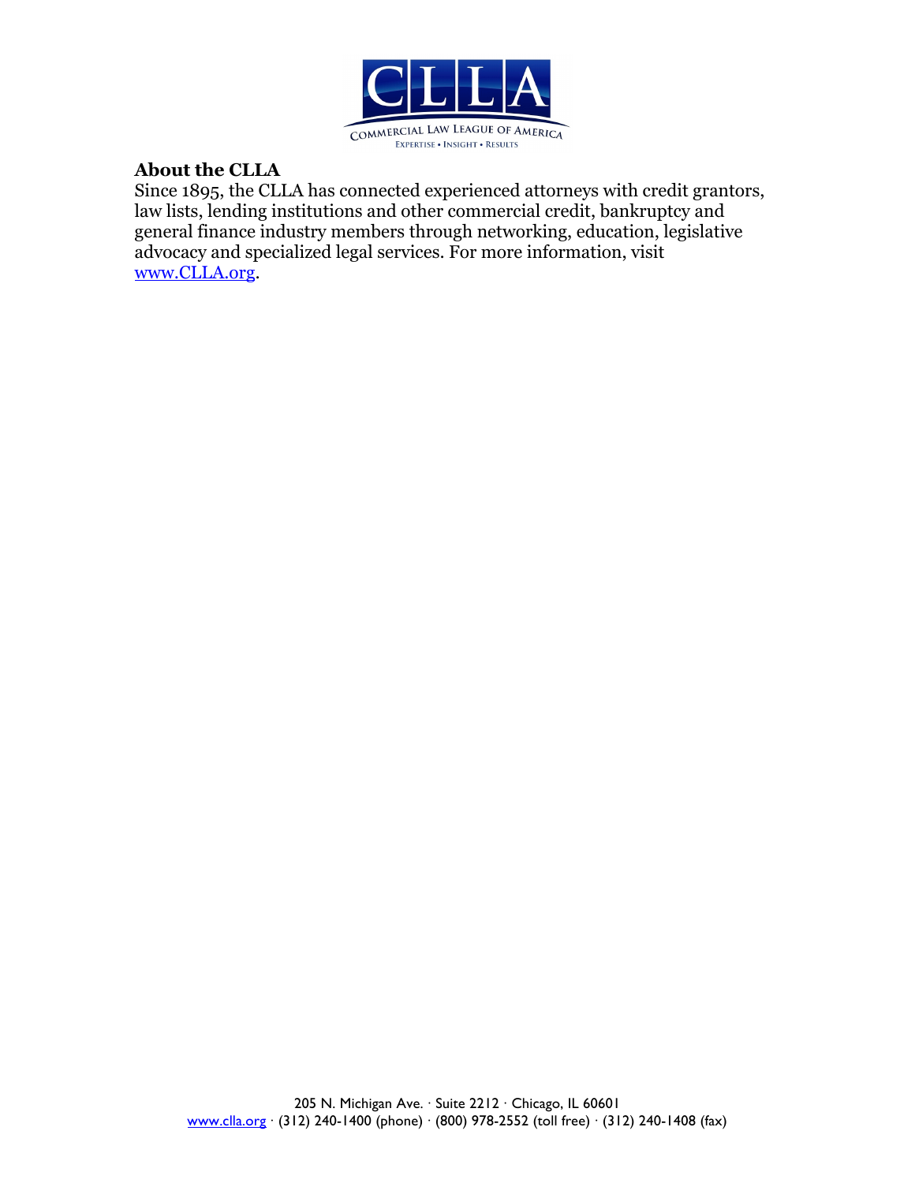## About the CLLA

Since 1895, the CLLA has connected experienced attorneys with credit grantors, law lists, lending institutions and other commercial credit, bankruptcy and general finance industry members through networking, education, legislative advocacy and specialized legal services. For more information, visit [www.CLLA.org](http://www.CLLA.org).

205 N. Michigan Ave. · Suite 2212 · Chicago, IL 60601
[www.clla.org](http://www.clla.org) · (312) 240-1400 (phone) · (800) 978-2552 (toll free) · (312) 240-1408 (fax)